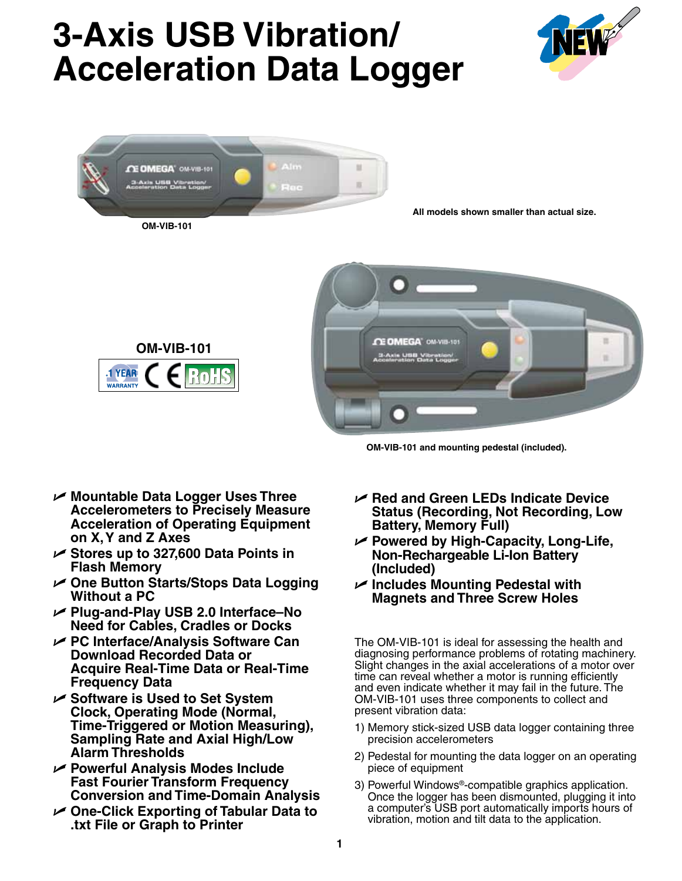# 3-Axis USB Vibration/ Acceleration Data Logger

OM-VIB-101

All models shown smaller than actual size.

OM-VIB-101

OM-VIB-101 and mounting pedestal (included).

- Mountable Data Logger Uses Three Accelerometers to Precisely Measure Acceleration of Operating Equipment on X, Y and Z Axes
- Stores up to 327,600 Data Points in Flash Memory
- One Button Starts/Stops Data Logging Without a PC
- Plug-and-Play USB 2.0 Interface–No Need for Cables, Cradles or Docks
- PC Interface/Analysis Software Can Download Recorded Data or Acquire Real-Time Data or Real-Time Frequency Data
- Software is Used to Set System Clock, Operating Mode (Normal, Time-Triggered or Motion Measuring), Sampling Rate and Axial High/Low Alarm Thresholds
- Powerful Analysis Modes Include Fast Fourier Transform Frequency Conversion and Time-Domain Analysis
- One-Click Exporting of Tabular Data to .txt File or Graph to Printer
- Red and Green LEDs Indicate Device Status (Recording, Not Recording, Low Battery, Memory Full)
- Powered by High-Capacity, Long-Life, Non-Rechargeable Li-Ion Battery (Included)
- Includes Mounting Pedestal with Magnets and Three Screw Holes

The OM-VIB-101 is ideal for assessing the health and diagnosing performance problems of rotating machinery. Slight changes in the axial accelerations of a motor over time can reveal whether a motor is running efficiently and even indicate whether it may fail in the future. The OM-VIB-101 uses three components to collect and present vibration data:

1) Memory stick-sized USB data logger containing three precision accelerometers

2) Pedestal for mounting the data logger on an operating piece of equipment

3) Powerful Windows®-compatible graphics application. Once the logger has been dismounted, plugging it into a computer's USB port automatically imports hours of vibration, motion and tilt data to the application.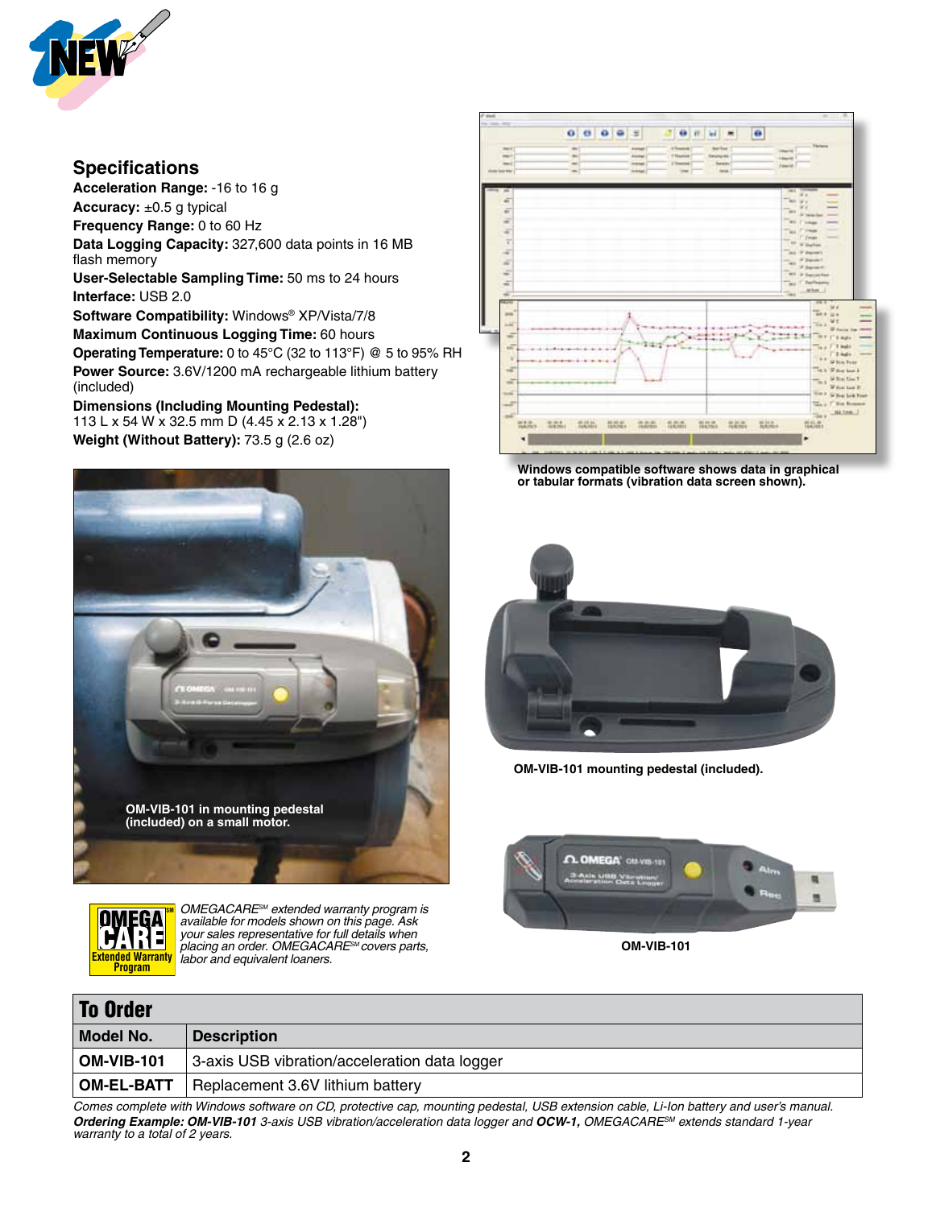## Specifications

**Acceleration Range:** -16 to 16 g
**Accuracy:** ±0.5 g typical
**Frequency Range:** 0 to 60 Hz
**Data Logging Capacity:** 327,600 data points in 16 MB flash memory
**User-Selectable Sampling Time:** 50 ms to 24 hours
**Interface:** USB 2.0
**Software Compatibility:** Windows® XP/Vista/7/8
**Maximum Continuous Logging Time:** 60 hours
**Operating Temperature:** 0 to 45°C (32 to 113°F) @ 5 to 95% RH
**Power Source:** 3.6V/1200 mA rechargeable lithium battery (included)
**Dimensions (Including Mounting Pedestal):** 113 L x 54 W x 32.5 mm D (4.45 x 2.13 x 1.28")
**Weight (Without Battery):** 73.5 g (2.6 oz)

**Windows compatible software shows data in graphical or tabular formats (vibration data screen shown).**

**OM-VIB-101 in mounting pedestal (included) on a small motor.**

**OM-VIB-101 mounting pedestal (included).**

**OM-VIB-101**

OMEGA CARE[SM] Extended Warranty Program

*OMEGACARE[SM] extended warranty program is available for models shown on this page. Ask your sales representative for full details when placing an order. OMEGACARE[SM] covers parts, labor and equivalent loaners.*

## To Order

| Model No. | Description |
|---|---|
| **OM-VIB-101** | 3-axis USB vibration/acceleration data logger |
| **OM-EL-BATT** | Replacement 3.6V lithium battery |

*Comes complete with Windows software on CD, protective cap, mounting pedestal, USB extension cable, Li-Ion battery and user's manual.*
***Ordering Example: OM-VIB-101** 3-axis USB vibration/acceleration data logger and **OCW-1,** OMEGACARE[SM] extends standard 1-year warranty to a total of 2 years.*